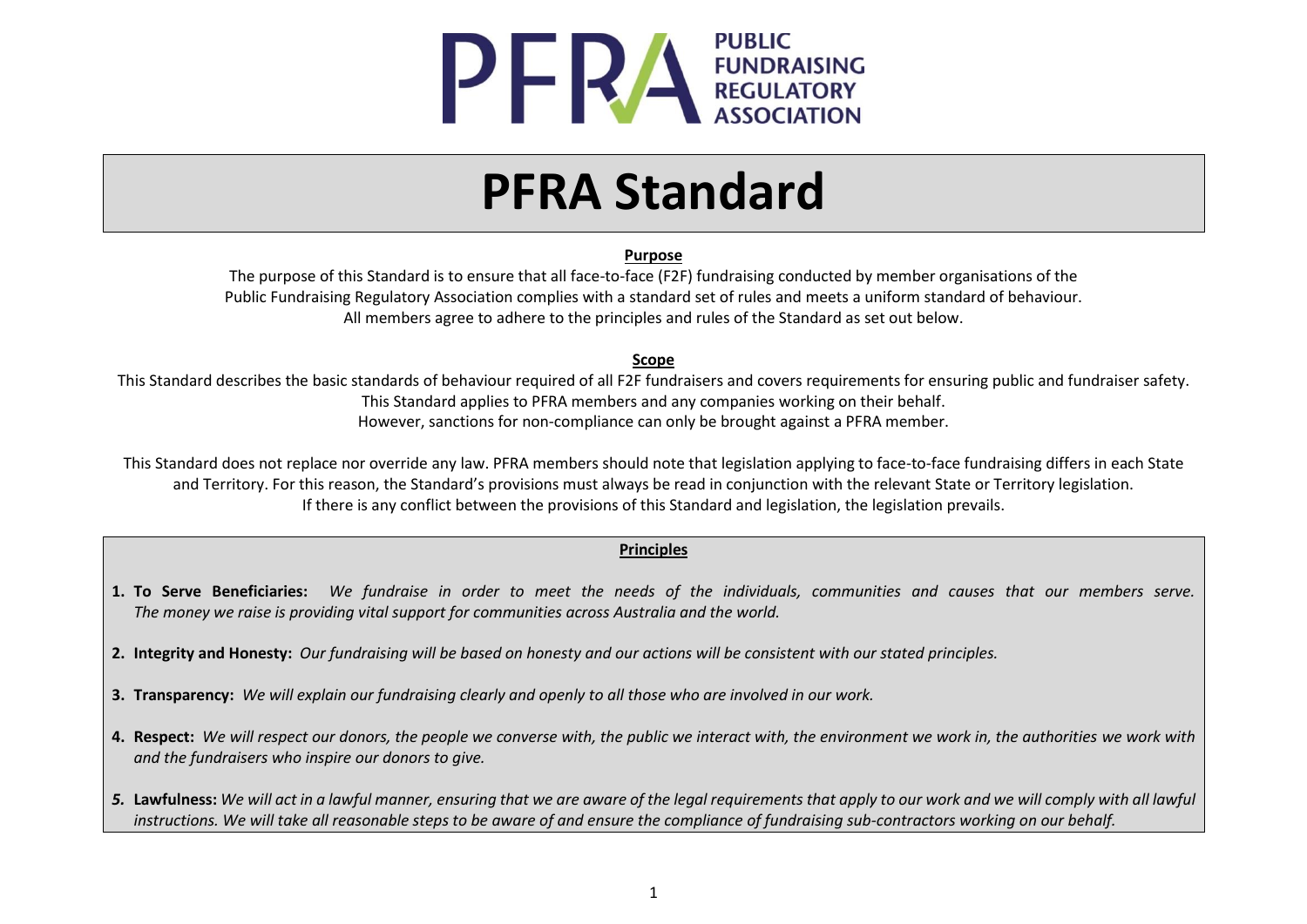PUBLIC FUNDRAISING REGULATORY ASSOCIATION

# PFRA Standard

**Purpose**

The purpose of this Standard is to ensure that all face-to-face (F2F) fundraising conducted by member organisations of the Public Fundraising Regulatory Association complies with a standard set of rules and meets a uniform standard of behaviour. All members agree to adhere to the principles and rules of the Standard as set out below.

**Scope**

This Standard describes the basic standards of behaviour required of all F2F fundraisers and covers requirements for ensuring public and fundraiser safety. This Standard applies to PFRA members and any companies working on their behalf. However, sanctions for non-compliance can only be brought against a PFRA member.

This Standard does not replace nor override any law. PFRA members should note that legislation applying to face-to-face fundraising differs in each State and Territory. For this reason, the Standard's provisions must always be read in conjunction with the relevant State or Territory legislation. If there is any conflict between the provisions of this Standard and legislation, the legislation prevails.

**Principles**

1. **To Serve Beneficiaries:** *We fundraise in order to meet the needs of the individuals, communities and causes that our members serve. The money we raise is providing vital support for communities across Australia and the world.*
2. **Integrity and Honesty:** *Our fundraising will be based on honesty and our actions will be consistent with our stated principles.*
3. **Transparency:** *We will explain our fundraising clearly and openly to all those who are involved in our work.*
4. **Respect:** *We will respect our donors, the people we converse with, the public we interact with, the environment we work in, the authorities we work with and the fundraisers who inspire our donors to give.*
5. **Lawfulness:** *We will act in a lawful manner, ensuring that we are aware of the legal requirements that apply to our work and we will comply with all lawful instructions. We will take all reasonable steps to be aware of and ensure the compliance of fundraising sub-contractors working on our behalf.*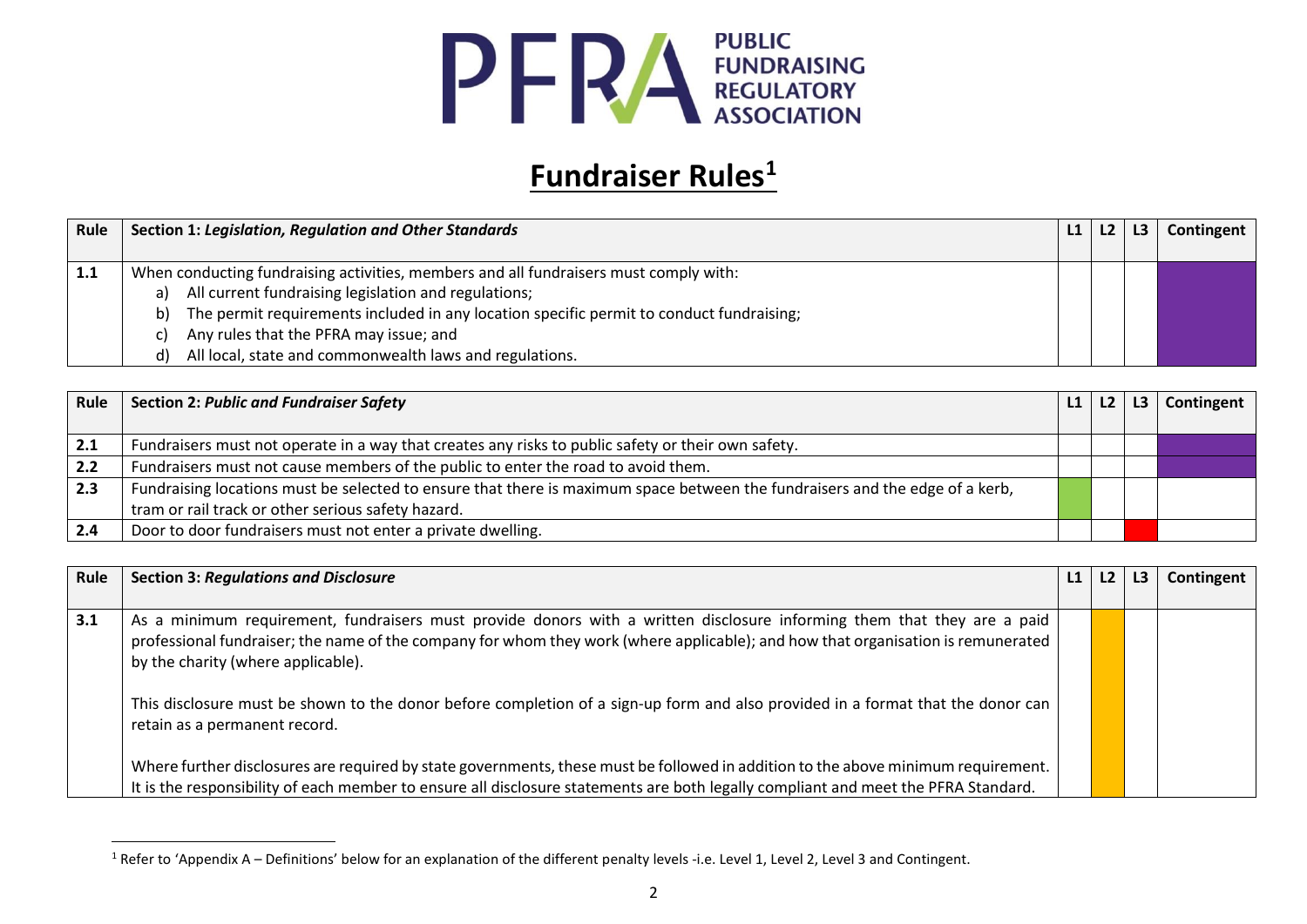# Fundraiser Rules[1]

| Rule | Section 1: *Legislation, Regulation and Other Standards* | L1 | L2 | L3 | Contingent |
|---|---|---|---|---|---|
| **1.1** | When conducting fundraising activities, members and all fundraisers must comply with:<br>a) All current fundraising legislation and regulations;<br>b) The permit requirements included in any location specific permit to conduct fundraising;<br>c) Any rules that the PFRA may issue; and<br>d) All local, state and commonwealth laws and regulations. | | | | ■ |

| Rule | Section 2: *Public and Fundraiser Safety* | L1 | L2 | L3 | Contingent |
|---|---|---|---|---|---|
| **2.1** | Fundraisers must not operate in a way that creates any risks to public safety or their own safety. | | | | ■ |
| **2.2** | Fundraisers must not cause members of the public to enter the road to avoid them. | | | | ■ |
| **2.3** | Fundraising locations must be selected to ensure that there is maximum space between the fundraisers and the edge of a kerb, tram or rail track or other serious safety hazard. | ■ | | | |
| **2.4** | Door to door fundraisers must not enter a private dwelling. | | | ■ | |

| Rule | Section 3: *Regulations and Disclosure* | L1 | L2 | L3 | Contingent |
|---|---|---|---|---|---|
| **3.1** | As a minimum requirement, fundraisers must provide donors with a written disclosure informing them that they are a paid professional fundraiser; the name of the company for whom they work (where applicable); and how that organisation is remunerated by the charity (where applicable).<br><br>This disclosure must be shown to the donor before completion of a sign-up form and also provided in a format that the donor can retain as a permanent record.<br><br>Where further disclosures are required by state governments, these must be followed in addition to the above minimum requirement. It is the responsibility of each member to ensure all disclosure statements are both legally compliant and meet the PFRA Standard. | | ■ | | |

[1] Refer to 'Appendix A – Definitions' below for an explanation of the different penalty levels -i.e. Level 1, Level 2, Level 3 and Contingent.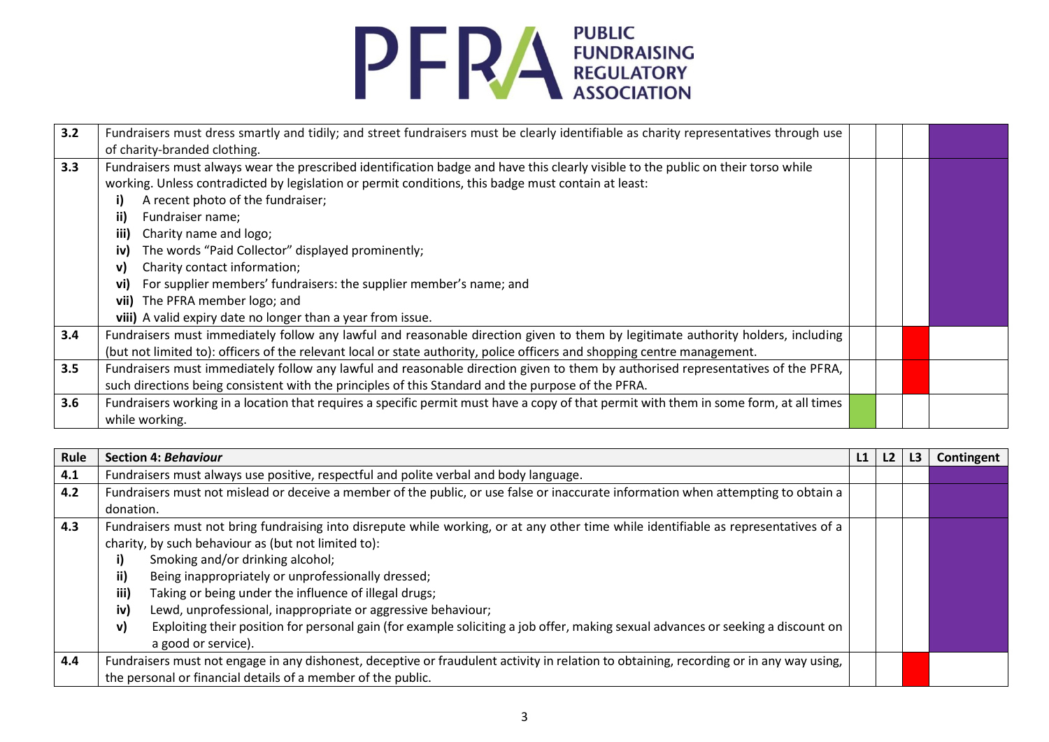| | | | | | |
|---|---|---|---|---|---|
| 3.2 | Fundraisers must dress smartly and tidily; and street fundraisers must be clearly identifiable as charity representatives through use of charity-branded clothing. | | | | ■ |
| 3.3 | Fundraisers must always wear the prescribed identification badge and have this clearly visible to the public on their torso while working. Unless contradicted by legislation or permit conditions, this badge must contain at least:<br>**i)** A recent photo of the fundraiser;<br>**ii)** Fundraiser name;<br>**iii)** Charity name and logo;<br>**iv)** The words "Paid Collector" displayed prominently;<br>**v)** Charity contact information;<br>**vi)** For supplier members' fundraisers: the supplier member's name; and<br>**vii)** The PFRA member logo; and<br>**viii)** A valid expiry date no longer than a year from issue. | | | | ■ |
| 3.4 | Fundraisers must immediately follow any lawful and reasonable direction given to them by legitimate authority holders, including (but not limited to): officers of the relevant local or state authority, police officers and shopping centre management. | | | ■ | |
| 3.5 | Fundraisers must immediately follow any lawful and reasonable direction given to them by authorised representatives of the PFRA, such directions being consistent with the principles of this Standard and the purpose of the PFRA. | | | ■ | |
| 3.6 | Fundraisers working in a location that requires a specific permit must have a copy of that permit with them in some form, at all times while working. | ■ | | | |

| Rule | Section 4: *Behaviour* | L1 | L2 | L3 | Contingent |
|---|---|---|---|---|---|
| 4.1 | Fundraisers must always use positive, respectful and polite verbal and body language. | | | | ■ |
| 4.2 | Fundraisers must not mislead or deceive a member of the public, or use false or inaccurate information when attempting to obtain a donation. | | | | ■ |
| 4.3 | Fundraisers must not bring fundraising into disrepute while working, or at any other time while identifiable as representatives of a charity, by such behaviour as (but not limited to):<br>**i)** Smoking and/or drinking alcohol;<br>**ii)** Being inappropriately or unprofessionally dressed;<br>**iii)** Taking or being under the influence of illegal drugs;<br>**iv)** Lewd, unprofessional, inappropriate or aggressive behaviour;<br>**v)** Exploiting their position for personal gain (for example soliciting a job offer, making sexual advances or seeking a discount on a good or service). | | | | ■ |
| 4.4 | Fundraisers must not engage in any dishonest, deceptive or fraudulent activity in relation to obtaining, recording or in any way using, the personal or financial details of a member of the public. | | | ■ | |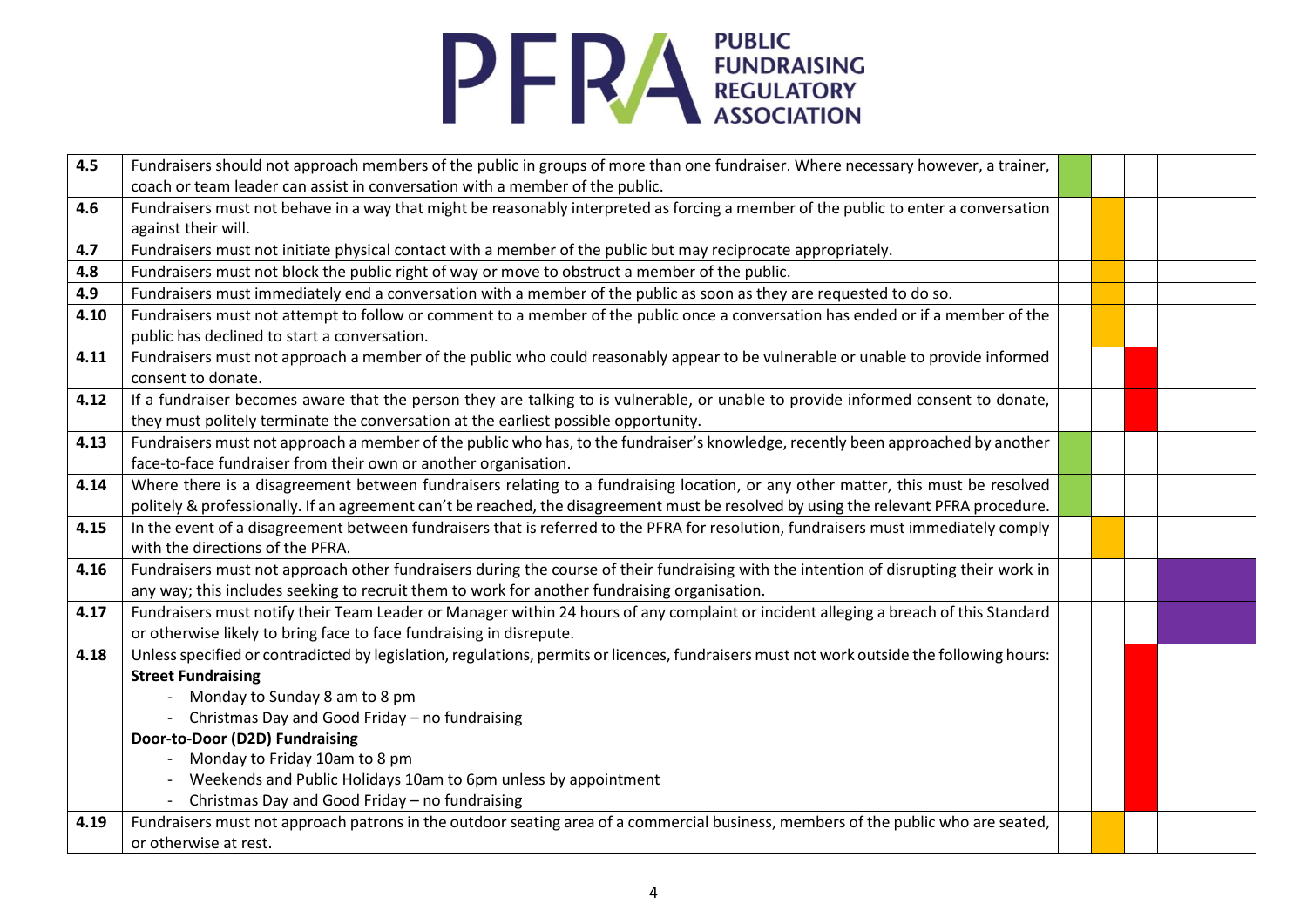| | | | | | |
|---|---|---|---|---|---|
| **4.5** | Fundraisers should not approach members of the public in groups of more than one fundraiser. Where necessary however, a trainer, coach or team leader can assist in conversation with a member of the public. | | | | |
| **4.6** | Fundraisers must not behave in a way that might be reasonably interpreted as forcing a member of the public to enter a conversation against their will. | | | | |
| **4.7** | Fundraisers must not initiate physical contact with a member of the public but may reciprocate appropriately. | | | | |
| **4.8** | Fundraisers must not block the public right of way or move to obstruct a member of the public. | | | | |
| **4.9** | Fundraisers must immediately end a conversation with a member of the public as soon as they are requested to do so. | | | | |
| **4.10** | Fundraisers must not attempt to follow or comment to a member of the public once a conversation has ended or if a member of the public has declined to start a conversation. | | | | |
| **4.11** | Fundraisers must not approach a member of the public who could reasonably appear to be vulnerable or unable to provide informed consent to donate. | | | | |
| **4.12** | If a fundraiser becomes aware that the person they are talking to is vulnerable, or unable to provide informed consent to donate, they must politely terminate the conversation at the earliest possible opportunity. | | | | |
| **4.13** | Fundraisers must not approach a member of the public who has, to the fundraiser's knowledge, recently been approached by another face-to-face fundraiser from their own or another organisation. | | | | |
| **4.14** | Where there is a disagreement between fundraisers relating to a fundraising location, or any other matter, this must be resolved politely & professionally. If an agreement can't be reached, the disagreement must be resolved by using the relevant PFRA procedure. | | | | |
| **4.15** | In the event of a disagreement between fundraisers that is referred to the PFRA for resolution, fundraisers must immediately comply with the directions of the PFRA. | | | | |
| **4.16** | Fundraisers must not approach other fundraisers during the course of their fundraising with the intention of disrupting their work in any way; this includes seeking to recruit them to work for another fundraising organisation. | | | | |
| **4.17** | Fundraisers must notify their Team Leader or Manager within 24 hours of any complaint or incident alleging a breach of this Standard or otherwise likely to bring face to face fundraising in disrepute. | | | | |
| **4.18** | Unless specified or contradicted by legislation, regulations, permits or licences, fundraisers must not work outside the following hours:<br>**Street Fundraising**<br>- Monday to Sunday 8 am to 8 pm<br>- Christmas Day and Good Friday – no fundraising<br>**Door-to-Door (D2D) Fundraising**<br>- Monday to Friday 10am to 8 pm<br>- Weekends and Public Holidays 10am to 6pm unless by appointment<br>- Christmas Day and Good Friday – no fundraising | | | | |
| **4.19** | Fundraisers must not approach patrons in the outdoor seating area of a commercial business, members of the public who are seated, or otherwise at rest. | | | | |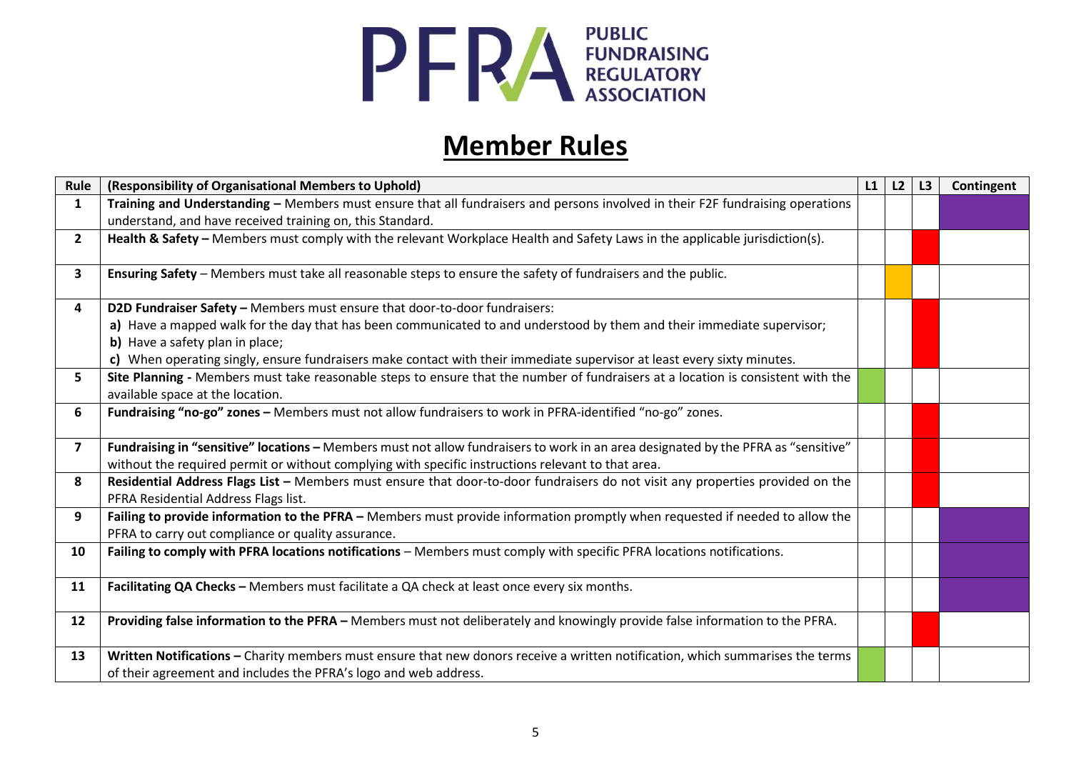# Member Rules

| Rule | (Responsibility of Organisational Members to Uphold) | L1 | L2 | L3 | Contingent |
|---|---|---|---|---|---|
| **1** | **Training and Understanding –** Members must ensure that all fundraisers and persons involved in their F2F fundraising operations understand, and have received training on, this Standard. | | | | ■ |
| **2** | **Health & Safety –** Members must comply with the relevant Workplace Health and Safety Laws in the applicable jurisdiction(s). | | | ■ | |
| **3** | **Ensuring Safety** – Members must take all reasonable steps to ensure the safety of fundraisers and the public. | | ■ | | |
| **4** | **D2D Fundraiser Safety –** Members must ensure that door-to-door fundraisers:<br>**a)** Have a mapped walk for the day that has been communicated to and understood by them and their immediate supervisor;<br>**b)** Have a safety plan in place;<br>**c)** When operating singly, ensure fundraisers make contact with their immediate supervisor at least every sixty minutes. | | | ■ | |
| **5** | **Site Planning -** Members must take reasonable steps to ensure that the number of fundraisers at a location is consistent with the available space at the location. | ■ | | | |
| **6** | **Fundraising "no-go" zones –** Members must not allow fundraisers to work in PFRA-identified "no-go" zones. | | | ■ | |
| **7** | **Fundraising in "sensitive" locations –** Members must not allow fundraisers to work in an area designated by the PFRA as "sensitive" without the required permit or without complying with specific instructions relevant to that area. | | | ■ | |
| **8** | **Residential Address Flags List –** Members must ensure that door-to-door fundraisers do not visit any properties provided on the PFRA Residential Address Flags list. | | | ■ | |
| **9** | **Failing to provide information to the PFRA –** Members must provide information promptly when requested if needed to allow the PFRA to carry out compliance or quality assurance. | | | | ■ |
| **10** | **Failing to comply with PFRA locations notifications** – Members must comply with specific PFRA locations notifications. | | | | ■ |
| **11** | **Facilitating QA Checks –** Members must facilitate a QA check at least once every six months. | | | | ■ |
| **12** | **Providing false information to the PFRA –** Members must not deliberately and knowingly provide false information to the PFRA. | | | ■ | |
| **13** | **Written Notifications –** Charity members must ensure that new donors receive a written notification, which summarises the terms of their agreement and includes the PFRA's logo and web address. | ■ | | | |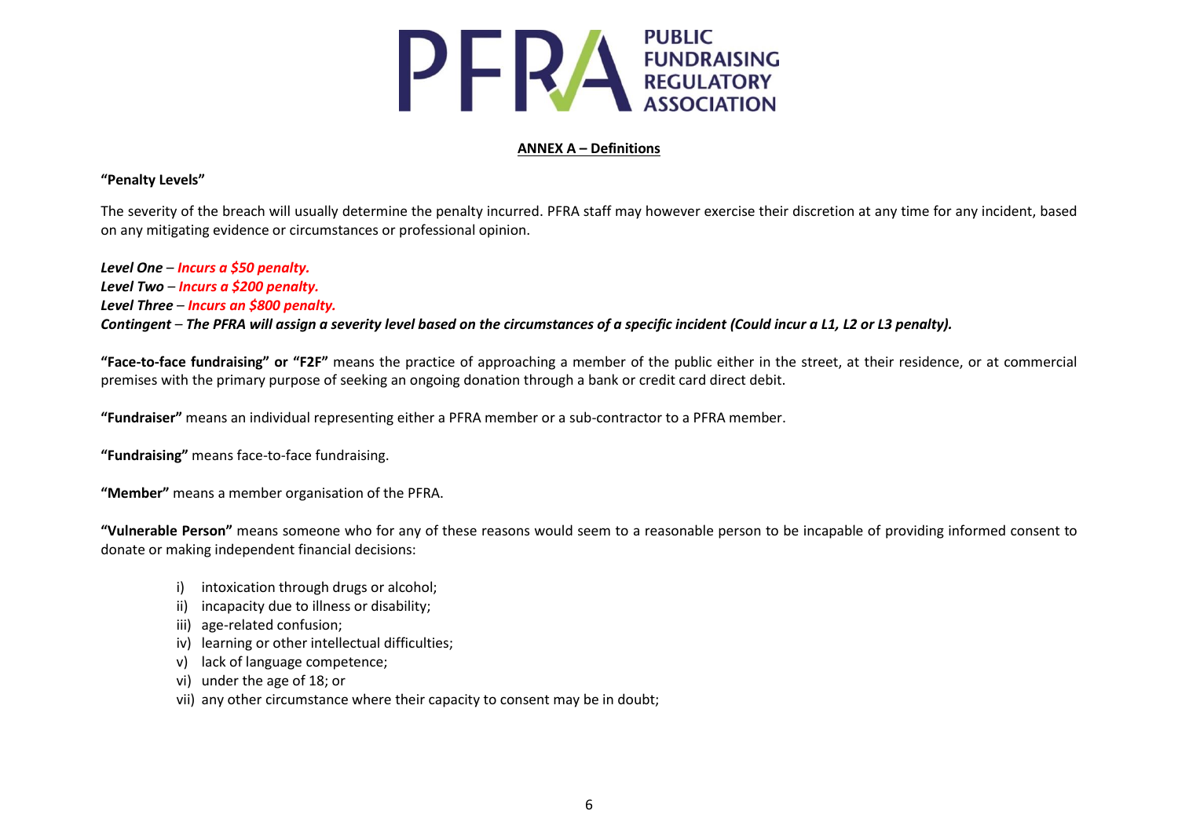## ANNEX A – Definitions

**"Penalty Levels"**

The severity of the breach will usually determine the penalty incurred. PFRA staff may however exercise their discretion at any time for any incident, based on any mitigating evidence or circumstances or professional opinion.

***Level One*** – ***Incurs a $50 penalty.***
***Level Two*** – ***Incurs a $200 penalty.***
***Level Three*** – ***Incurs an $800 penalty.***
***Contingent*** – ***The PFRA will assign a severity level based on the circumstances of a specific incident (Could incur a L1, L2 or L3 penalty).***

**"Face-to-face fundraising" or "F2F"** means the practice of approaching a member of the public either in the street, at their residence, or at commercial premises with the primary purpose of seeking an ongoing donation through a bank or credit card direct debit.

**"Fundraiser"** means an individual representing either a PFRA member or a sub-contractor to a PFRA member.

**"Fundraising"** means face-to-face fundraising.

**"Member"** means a member organisation of the PFRA.

**"Vulnerable Person"** means someone who for any of these reasons would seem to a reasonable person to be incapable of providing informed consent to donate or making independent financial decisions:

- i) intoxication through drugs or alcohol;
- ii) incapacity due to illness or disability;
- iii) age-related confusion;
- iv) learning or other intellectual difficulties;
- v) lack of language competence;
- vi) under the age of 18; or
- vii) any other circumstance where their capacity to consent may be in doubt;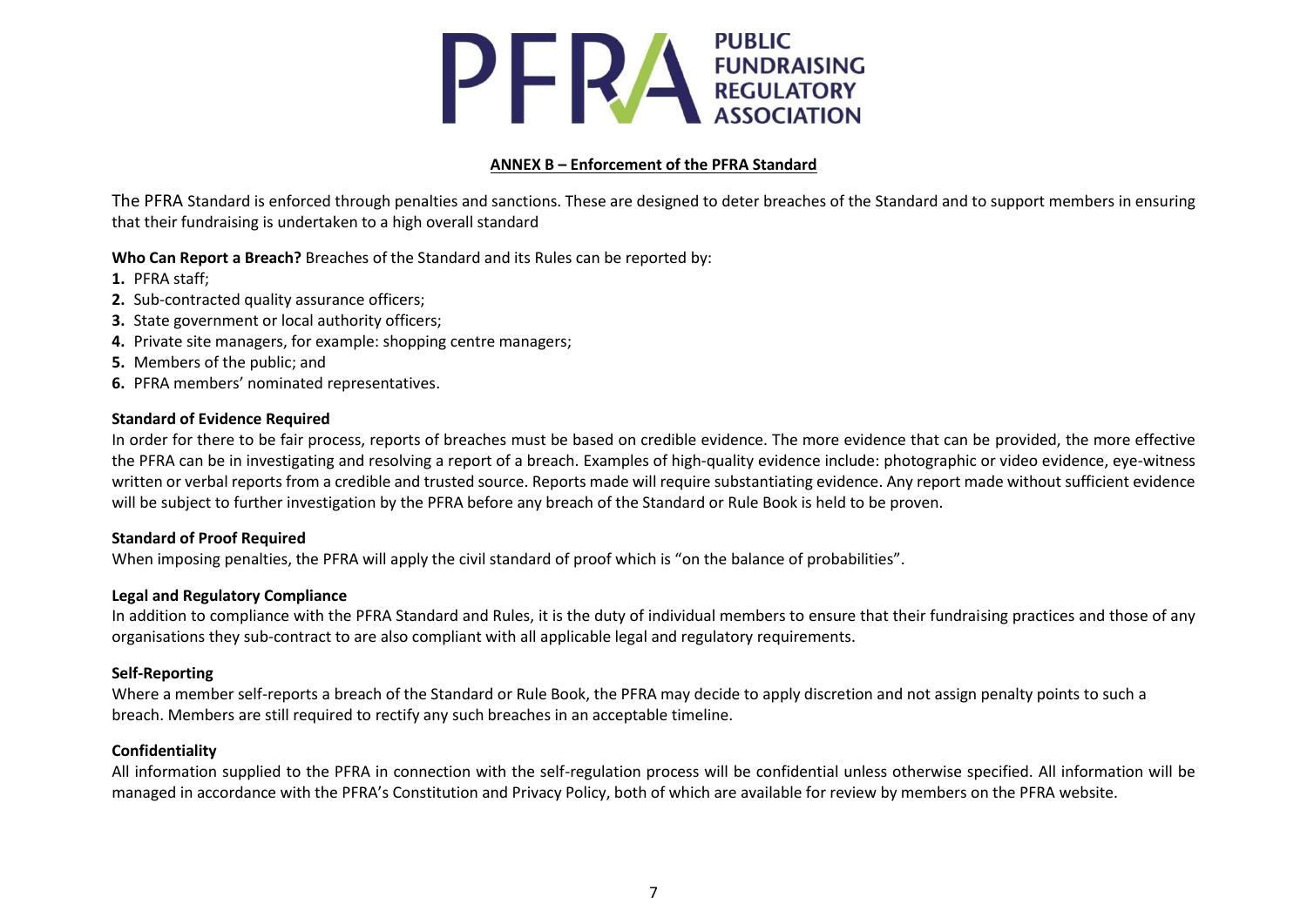## ANNEX B – Enforcement of the PFRA Standard

The PFRA Standard is enforced through penalties and sanctions. These are designed to deter breaches of the Standard and to support members in ensuring that their fundraising is undertaken to a high overall standard

**Who Can Report a Breach?** Breaches of the Standard and its Rules can be reported by:

1. PFRA staff;
2. Sub-contracted quality assurance officers;
3. State government or local authority officers;
4. Private site managers, for example: shopping centre managers;
5. Members of the public; and
6. PFRA members' nominated representatives.

**Standard of Evidence Required**

In order for there to be fair process, reports of breaches must be based on credible evidence. The more evidence that can be provided, the more effective the PFRA can be in investigating and resolving a report of a breach. Examples of high-quality evidence include: photographic or video evidence, eye-witness written or verbal reports from a credible and trusted source. Reports made will require substantiating evidence. Any report made without sufficient evidence will be subject to further investigation by the PFRA before any breach of the Standard or Rule Book is held to be proven.

**Standard of Proof Required**

When imposing penalties, the PFRA will apply the civil standard of proof which is "on the balance of probabilities".

**Legal and Regulatory Compliance**

In addition to compliance with the PFRA Standard and Rules, it is the duty of individual members to ensure that their fundraising practices and those of any organisations they sub-contract to are also compliant with all applicable legal and regulatory requirements.

**Self-Reporting**

Where a member self-reports a breach of the Standard or Rule Book, the PFRA may decide to apply discretion and not assign penalty points to such a breach. Members are still required to rectify any such breaches in an acceptable timeline.

**Confidentiality**

All information supplied to the PFRA in connection with the self-regulation process will be confidential unless otherwise specified. All information will be managed in accordance with the PFRA's Constitution and Privacy Policy, both of which are available for review by members on the PFRA website.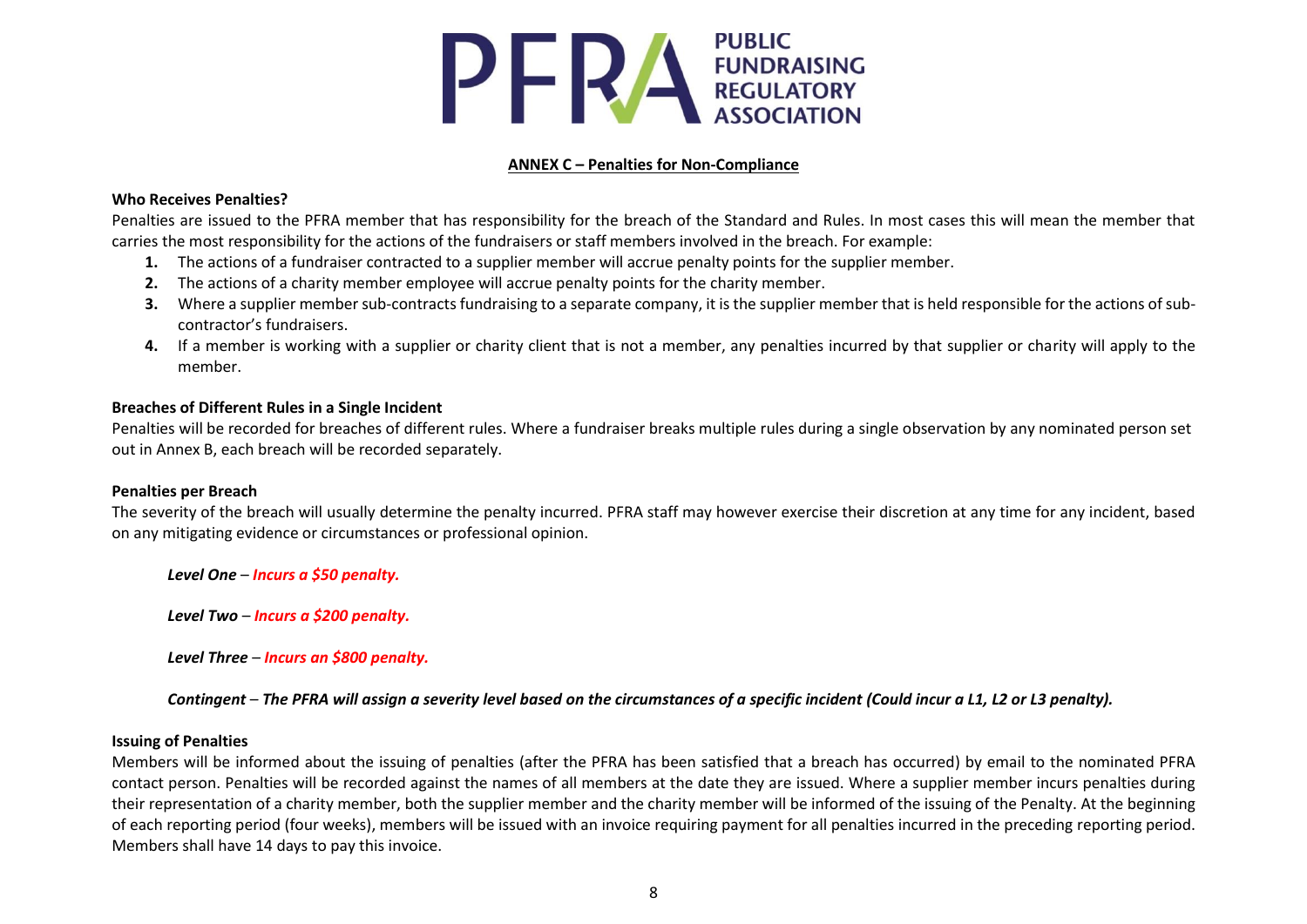## ANNEX C – Penalties for Non-Compliance

**Who Receives Penalties?**

Penalties are issued to the PFRA member that has responsibility for the breach of the Standard and Rules. In most cases this will mean the member that carries the most responsibility for the actions of the fundraisers or staff members involved in the breach. For example:

1. The actions of a fundraiser contracted to a supplier member will accrue penalty points for the supplier member.
2. The actions of a charity member employee will accrue penalty points for the charity member.
3. Where a supplier member sub-contracts fundraising to a separate company, it is the supplier member that is held responsible for the actions of sub-contractor's fundraisers.
4. If a member is working with a supplier or charity client that is not a member, any penalties incurred by that supplier or charity will apply to the member.

**Breaches of Different Rules in a Single Incident**

Penalties will be recorded for breaches of different rules. Where a fundraiser breaks multiple rules during a single observation by any nominated person set out in Annex B, each breach will be recorded separately.

**Penalties per Breach**

The severity of the breach will usually determine the penalty incurred. PFRA staff may however exercise their discretion at any time for any incident, based on any mitigating evidence or circumstances or professional opinion.

***Level One** – **Incurs a $50 penalty.***

***Level Two** – **Incurs a $200 penalty.***

***Level Three** – **Incurs an $800 penalty.***

***Contingent** – **The PFRA will assign a severity level based on the circumstances of a specific incident (Could incur a L1, L2 or L3 penalty).***

**Issuing of Penalties**

Members will be informed about the issuing of penalties (after the PFRA has been satisfied that a breach has occurred) by email to the nominated PFRA contact person. Penalties will be recorded against the names of all members at the date they are issued. Where a supplier member incurs penalties during their representation of a charity member, both the supplier member and the charity member will be informed of the issuing of the Penalty. At the beginning of each reporting period (four weeks), members will be issued with an invoice requiring payment for all penalties incurred in the preceding reporting period. Members shall have 14 days to pay this invoice.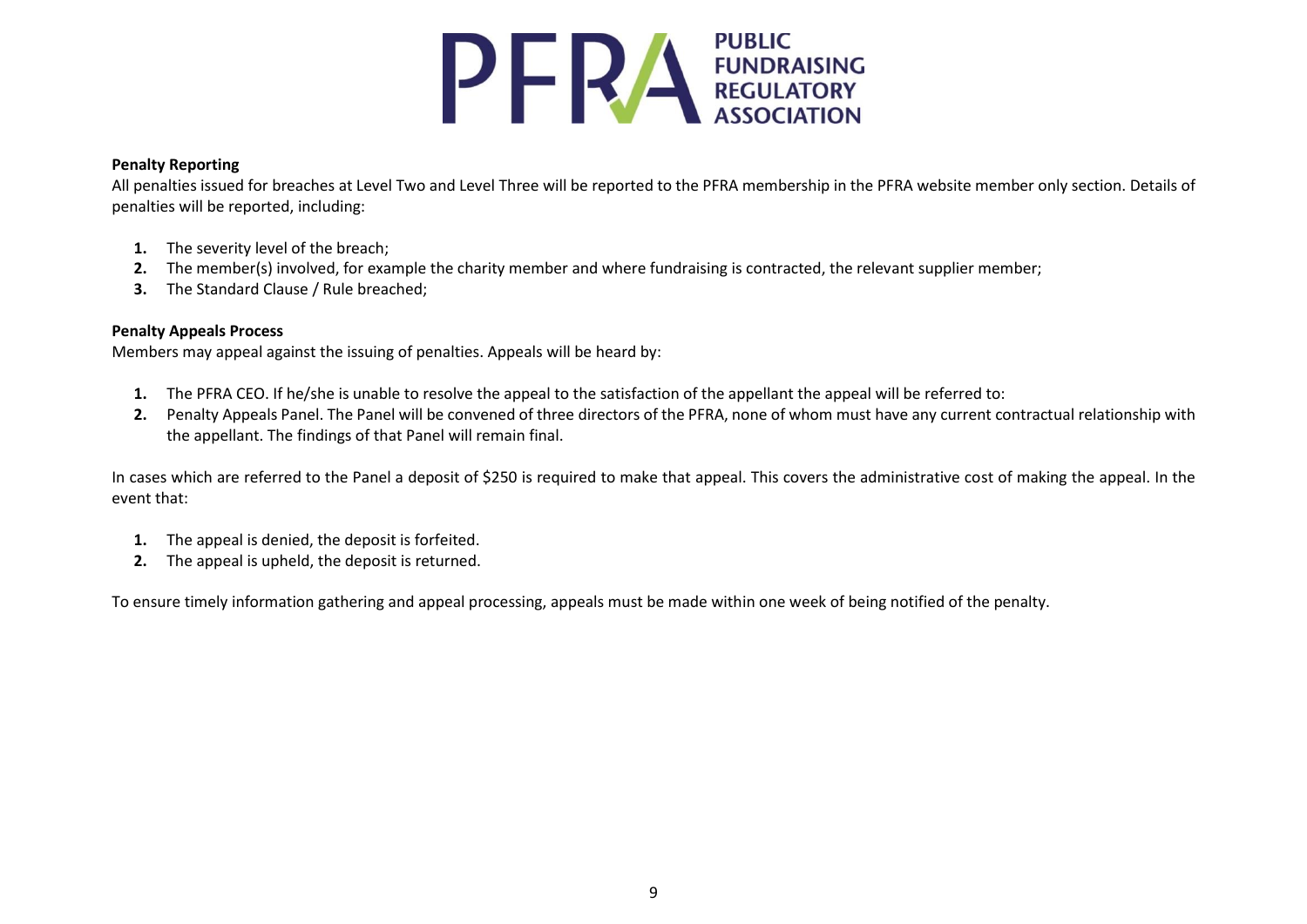**Penalty Reporting**

All penalties issued for breaches at Level Two and Level Three will be reported to the PFRA membership in the PFRA website member only section. Details of penalties will be reported, including:

1. The severity level of the breach;
2. The member(s) involved, for example the charity member and where fundraising is contracted, the relevant supplier member;
3. The Standard Clause / Rule breached;

**Penalty Appeals Process**

Members may appeal against the issuing of penalties. Appeals will be heard by:

1. The PFRA CEO. If he/she is unable to resolve the appeal to the satisfaction of the appellant the appeal will be referred to:
2. Penalty Appeals Panel. The Panel will be convened of three directors of the PFRA, none of whom must have any current contractual relationship with the appellant. The findings of that Panel will remain final.

In cases which are referred to the Panel a deposit of $250 is required to make that appeal. This covers the administrative cost of making the appeal. In the event that:

1. The appeal is denied, the deposit is forfeited.
2. The appeal is upheld, the deposit is returned.

To ensure timely information gathering and appeal processing, appeals must be made within one week of being notified of the penalty.